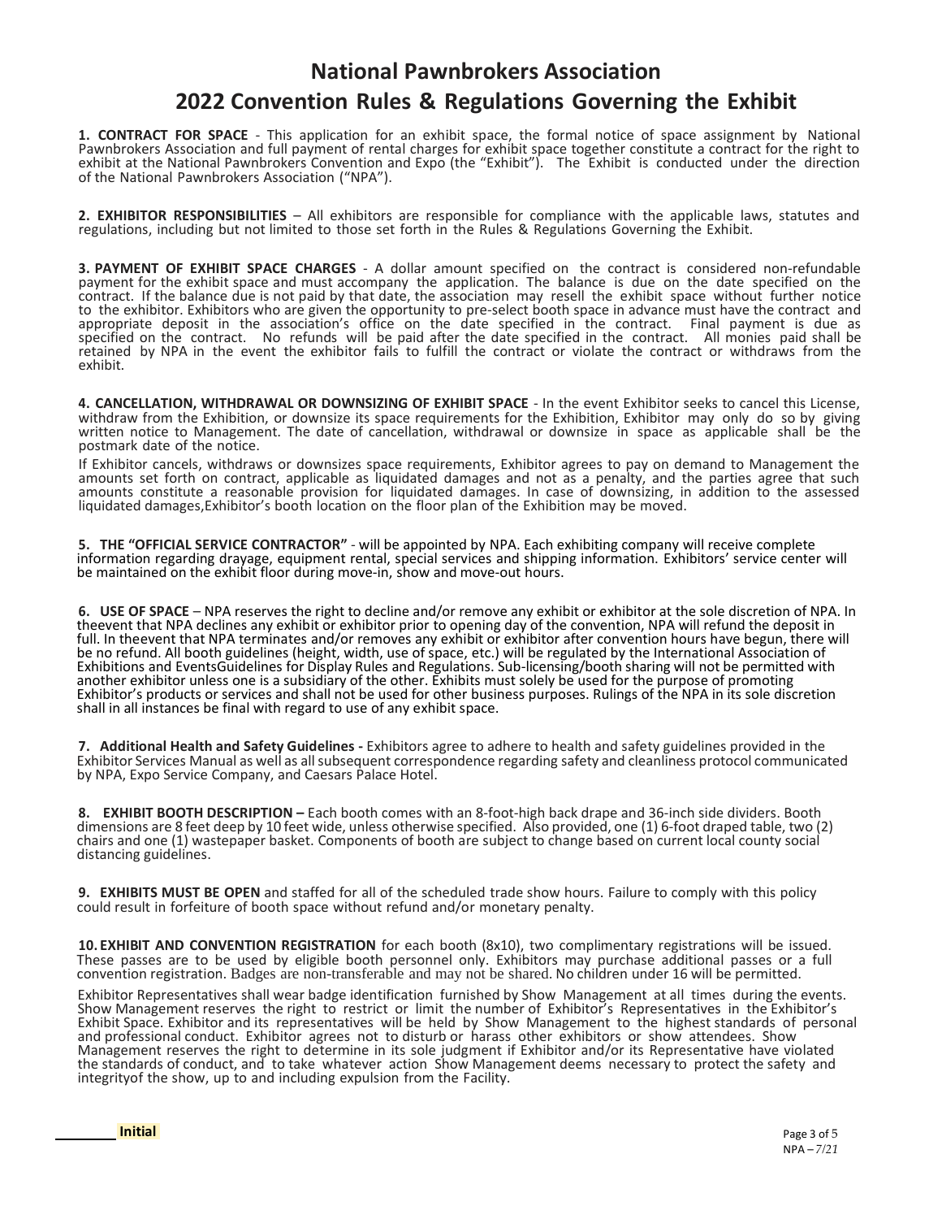# National Pawnbrokers Association

## 2022 Convention Rules & Regulations Governing the Exhibit

**1. CONTRACT FOR SPACE** - This application for an exhibit space, the formal notice of space assignment by National Pawnbrokers Association and full payment of rental charges for exhibit space together constitute a contract for the right to exhibit at the National Pawnbrokers Convention and Expo (the "Exhibit"). The Exhibit is conducted under the direction of the National Pawnbrokers Association ("NPA").

**2. EXHIBITOR RESPONSIBILITIES** – All exhibitors are responsible for compliance with the applicable laws, statutes and regulations, including but not limited to those set forth in the Rules & Regulations Governing the Exhibit.

**3. PAYMENT OF EXHIBIT SPACE CHARGES** - A dollar amount specified on the contract is considered non-refundable payment for the exhibit space and must accompany the application. The balance is due on the date specified on the contract. If the balance due is not paid by that date, the association may resell the exhibit space without further notice to the exhibitor. Exhibitors who are given the opportunity to pre-select booth space in advance must have the contract and appropriate deposit in the association's office on the date specified in the contract. Final payment is due as specified on the contract. No refunds will be paid after the date specified in the contract. All monies paid shall be retained by NPA in the event the exhibitor fails to fulfill the contract or violate the contract or withdraws from the exhibit.

**4. CANCELLATION, WITHDRAWAL OR DOWNSIZING OF EXHIBIT SPACE** - In the event Exhibitor seeks to cancel this License, withdraw from the Exhibition, or downsize its space requirements for the Exhibition, Exhibitor may only do so by giving written notice to Management. The date of cancellation, withdrawal or downsize in space as applicable shall be the postmark date of the notice.

If Exhibitor cancels, withdraws or downsizes space requirements, Exhibitor agrees to pay on demand to Management the amounts set forth on contract, applicable as liquidated damages and not as a penalty, and the parties agree that such amounts constitute a reasonable provision for liquidated damages. In case of downsizing, in addition to the assessed liquidated damages,Exhibitor's booth location on the floor plan of the Exhibition may be moved.

**5. THE "OFFICIAL SERVICE CONTRACTOR"** - will be appointed by NPA. Each exhibiting company will receive complete information regarding drayage, equipment rental, special services and shipping information. Exhibitors' service center will be maintained on the exhibit floor during move-in, show and move-out hours.

**6. USE OF SPACE** – NPA reserves the right to decline and/or remove any exhibit or exhibitor at the sole discretion of NPA. In theevent that NPA declines any exhibit or exhibitor prior to opening day of the convention, NPA will refund the deposit in full. In theevent that NPA terminates and/or removes any exhibit or exhibitor after convention hours have begun, there will be no refund. All booth guidelines (height, width, use of space, etc.) will be regulated by the International Association of Exhibitions and EventsGuidelines for Display Rules and Regulations. Sub-licensing/booth sharing will not be permitted with another exhibitor unless one is a subsidiary of the other. Exhibits must solely be used for the purpose of promoting Exhibitor's products or services and shall not be used for other business purposes. Rulings of the NPA in its sole discretion shall in all instances be final with regard to use of any exhibit space.

**7. Additional Health and Safety Guidelines -** Exhibitors agree to adhere to health and safety guidelines provided in the Exhibitor Services Manual as well as all subsequent correspondence regarding safety and cleanliness protocol communicated by NPA, Expo Service Company, and Caesars Palace Hotel.

**8. EXHIBIT BOOTH DESCRIPTION –** Each booth comes with an 8-foot-high back drape and 36-inch side dividers. Booth dimensions are 8 feet deep by 10 feet wide, unless otherwise specified. Also provided, one (1) 6-foot draped table, two (2) chairs and one (1) wastepaper basket. Components of booth are subject to change based on current local county social distancing guidelines.

**9. EXHIBITS MUST BE OPEN** and staffed for all of the scheduled trade show hours. Failure to comply with this policy could result in forfeiture of booth space without refund and/or monetary penalty.

**10. EXHIBIT AND CONVENTION REGISTRATION** for each booth (8x10), two complimentary registrations will be issued. These passes are to be used by eligible booth personnel only. Exhibitors may purchase additional passes or a full convention registration. Badges are non-transferable and may not be shared. No children under 16 will be permitted.

Exhibitor Representatives shall wear badge identification furnished by Show Management at all times during the events. Show Management reserves the right to restrict or limit the number of Exhibitor's Representatives in the Exhibitor's Exhibit Space. Exhibitor and its representatives will be held by Show Management to the highest standards of personal and professional conduct. Exhibitor agrees not to disturb or harass other exhibitors or show attendees. Show Management reserves the right to determine in its sole judgment if Exhibitor and/or its Representative have violated the standards of conduct, and to take whatever action Show Management deems necessary to protect the safety and integrityof the show, up to and including expulsion from the Facility.

________ **Initial**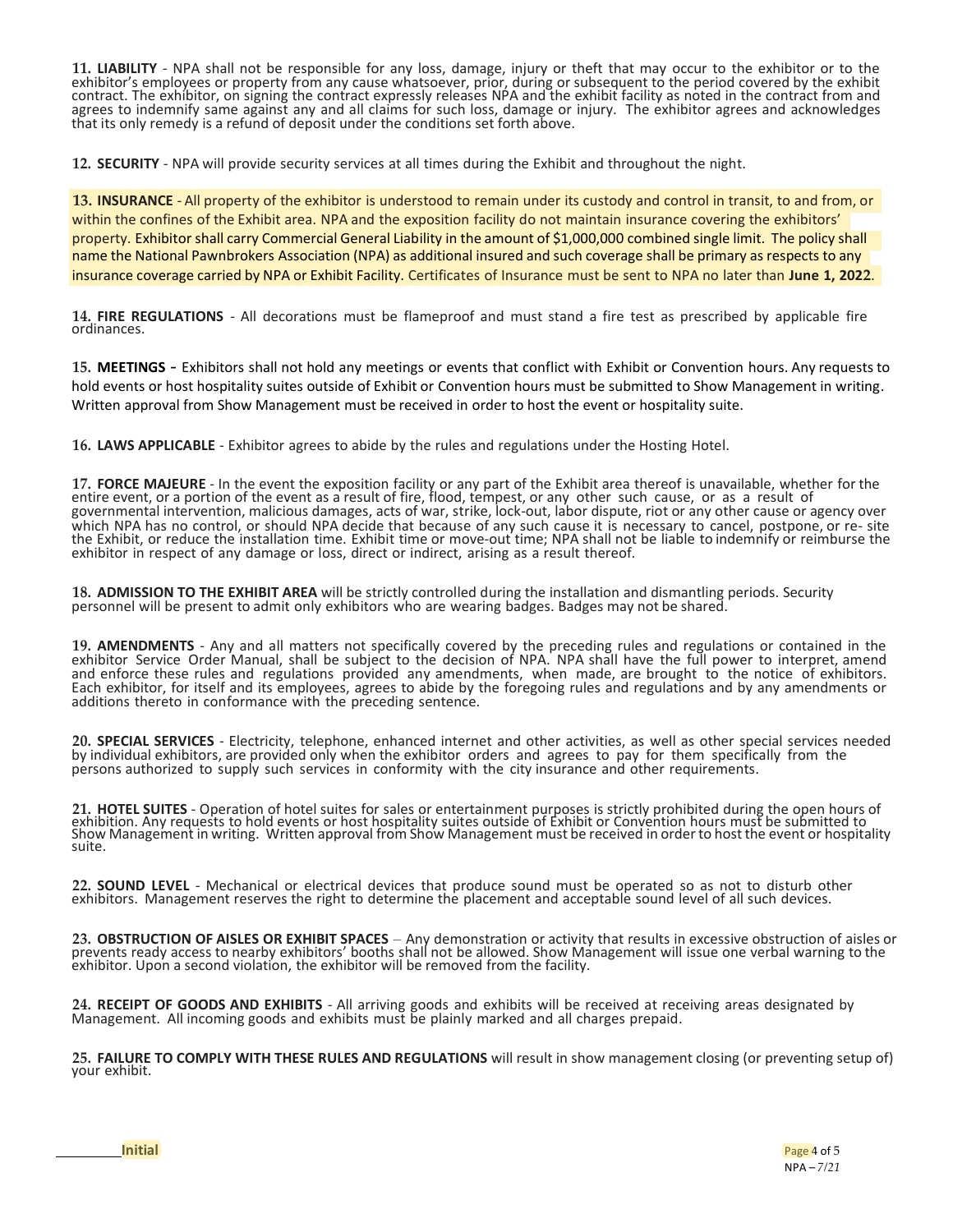**11. LIABILITY** - NPA shall not be responsible for any loss, damage, injury or theft that may occur to the exhibitor or to the exhibitor's employees or property from any cause whatsoever, prior, during or subsequent to the period covered by the exhibit contract. The exhibitor, on signing the contract expressly releases NPA and the exhibit facility as noted in the contract from and agrees to indemnify same against any and all claims for such loss, damage or injury. The exhibitor agrees and acknowledges that its only remedy is a refund of deposit under the conditions set forth above.

**12. SECURITY** - NPA will provide security services at all times during the Exhibit and throughout the night.

**13. INSURANCE** - All property of the exhibitor is understood to remain under its custody and control in transit, to and from, or within the confines of the Exhibit area. NPA and the exposition facility do not maintain insurance covering the exhibitors' property. Exhibitor shall carry Commercial General Liability in the amount of $1,000,000 combined single limit. The policy shall name the National Pawnbrokers Association (NPA) as additional insured and such coverage shall be primary as respects to any insurance coverage carried by NPA or Exhibit Facility. Certificates of Insurance must be sent to NPA no later than **June 1, 2022**.

**14. FIRE REGULATIONS** - All decorations must be flameproof and must stand a fire test as prescribed by applicable fire ordinances.

**15. MEETINGS** - Exhibitors shall not hold any meetings or events that conflict with Exhibit or Convention hours. Any requests to hold events or host hospitality suites outside of Exhibit or Convention hours must be submitted to Show Management in writing. Written approval from Show Management must be received in order to host the event or hospitality suite.

**16. LAWS APPLICABLE** - Exhibitor agrees to abide by the rules and regulations under the Hosting Hotel.

**17. FORCE MAJEURE** - In the event the exposition facility or any part of the Exhibit area thereof is unavailable, whether for the entire event, or a portion of the event as a result of fire, flood, tempest, or any other such cause, or as a result of governmental intervention, malicious damages, acts of war, strike, lock-out, labor dispute, riot or any other cause or agency over which NPA has no control, or should NPA decide that because of any such cause it is necessary to cancel, postpone, or re- site the Exhibit, or reduce the installation time. Exhibit time or move-out time; NPA shall not be liable to indemnify or reimburse the exhibitor in respect of any damage or loss, direct or indirect, arising as a result thereof.

**18. ADMISSION TO THE EXHIBIT AREA** will be strictly controlled during the installation and dismantling periods. Security personnel will be present to admit only exhibitors who are wearing badges. Badges may not be shared.

**19. AMENDMENTS** - Any and all matters not specifically covered by the preceding rules and regulations or contained in the exhibitor Service Order Manual, shall be subject to the decision of NPA. NPA shall have the full power to interpret, amend and enforce these rules and regulations provided any amendments, when made, are brought to the notice of exhibitors. Each exhibitor, for itself and its employees, agrees to abide by the foregoing rules and regulations and by any amendments or additions thereto in conformance with the preceding sentence.

**20. SPECIAL SERVICES** - Electricity, telephone, enhanced internet and other activities, as well as other special services needed by individual exhibitors, are provided only when the exhibitor orders and agrees to pay for them specifically from the persons authorized to supply such services in conformity with the city insurance and other requirements.

**21. HOTEL SUITES** - Operation of hotel suites for sales or entertainment purposes is strictly prohibited during the open hours of exhibition. Any requests to hold events or host hospitality suites outside of Exhibit or Convention hours must be submitted to Show Management in writing. Written approval from Show Management must be received in order to host the event or hospitality suite.

**22. SOUND LEVEL** - Mechanical or electrical devices that produce sound must be operated so as not to disturb other exhibitors. Management reserves the right to determine the placement and acceptable sound level of all such devices.

**23. OBSTRUCTION OF AISLES OR EXHIBIT SPACES** – Any demonstration or activity that results in excessive obstruction of aisles or prevents ready access to nearby exhibitors' booths shall not be allowed. Show Management will issue one verbal warning to the exhibitor. Upon a second violation, the exhibitor will be removed from the facility.

**24. RECEIPT OF GOODS AND EXHIBITS** - All arriving goods and exhibits will be received at receiving areas designated by Management. All incoming goods and exhibits must be plainly marked and all charges prepaid.

**25. FAILURE TO COMPLY WITH THESE RULES AND REGULATIONS** will result in show management closing (or preventing setup of) your exhibit.

________ **Initial**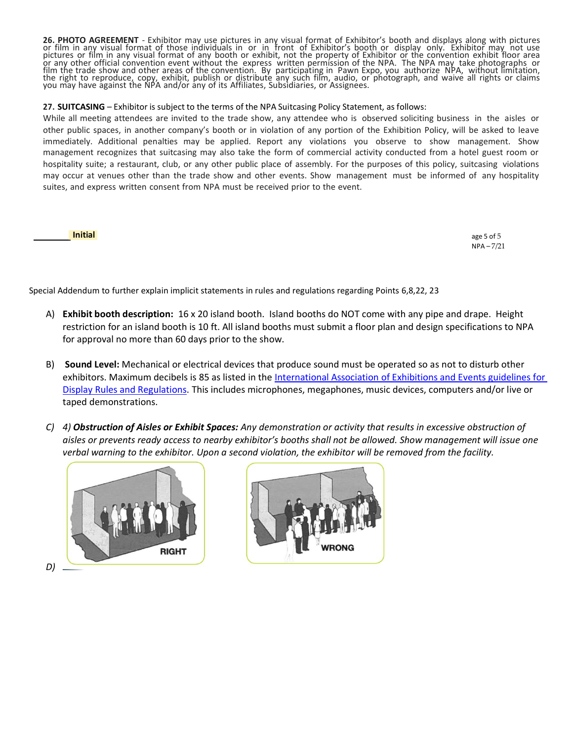**26. PHOTO AGREEMENT** - Exhibitor may use pictures in any visual format of Exhibitor's booth and displays along with pictures or film in any visual format of those individuals in or in front of Exhibitor's booth or display only. Exhibitor may not use pictures or film in any visual format of any booth or exhibit, not the property of Exhibitor or the convention exhibit floor area or any other official convention event without the express written permission of the NPA. The NPA may take photographs or film the trade show and other areas of the convention. By participating in Pawn Expo, you authorize NPA, without limitation, the right to reproduce, copy, exhibit, publish or distribute any such film, audio, or photograph, and waive all rights or claims you may have against the NPA and/or any of its Affiliates, Subsidiaries, or Assignees.

**27. SUITCASING** – Exhibitor is subject to the terms of the NPA Suitcasing Policy Statement, as follows:

While all meeting attendees are invited to the trade show, any attendee who is observed soliciting business in the aisles or other public spaces, in another company's booth or in violation of any portion of the Exhibition Policy, will be asked to leave immediately. Additional penalties may be applied. Report any violations you observe to show management. Show management recognizes that suitcasing may also take the form of commercial activity conducted from a hotel guest room or hospitality suite; a restaurant, club, or any other public place of assembly. For the purposes of this policy, suitcasing violations may occur at venues other than the trade show and other events. Show management must be informed of any hospitality suites, and express written consent from NPA must be received prior to the event.

________ **Initial**

Special Addendum to further explain implicit statements in rules and regulations regarding Points 6,8,22, 23

A) **Exhibit booth description:** 16 x 20 island booth. Island booths do NOT come with any pipe and drape. Height restriction for an island booth is 10 ft. All island booths must submit a floor plan and design specifications to NPA for approval no more than 60 days prior to the show.

B) **Sound Level:** Mechanical or electrical devices that produce sound must be operated so as not to disturb other exhibitors. Maximum decibels is 85 as listed in the International Association of Exhibitions and Events guidelines for Display Rules and Regulations. This includes microphones, megaphones, music devices, computers and/or live or taped demonstrations.

C) *4) **Obstruction of Aisles or Exhibit Spaces:** Any demonstration or activity that results in excessive obstruction of aisles or prevents ready access to nearby exhibitor's booths shall not be allowed. Show management will issue one verbal warning to the exhibitor. Upon a second violation, the exhibitor will be removed from the facility.*

RIGHT

WRONG

D)